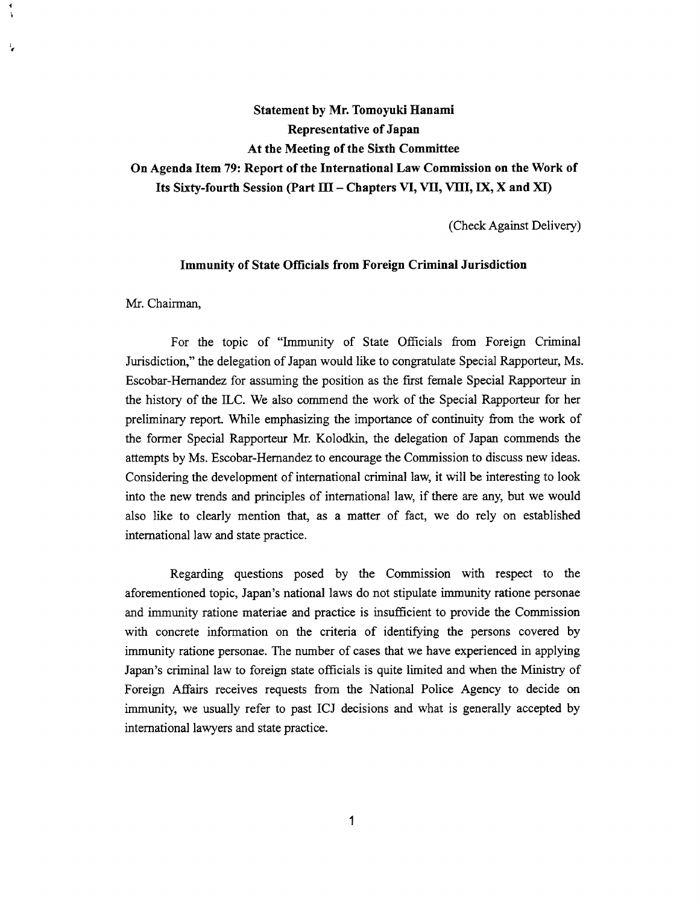**Statement by Mr. Tomoyuki Hanami**
**Representative of Japan**
**At the Meeting of the Sixth Committee**
**On Agenda Item 79: Report of the International Law Commission on the Work of Its Sixty-fourth Session (Part III – Chapters VI, VII, VIII, IX, X and XI)**

(Check Against Delivery)

## Immunity of State Officials from Foreign Criminal Jurisdiction

Mr. Chairman,

For the topic of "Immunity of State Officials from Foreign Criminal Jurisdiction," the delegation of Japan would like to congratulate Special Rapporteur, Ms. Escobar-Hernandez for assuming the position as the first female Special Rapporteur in the history of the ILC. We also commend the work of the Special Rapporteur for her preliminary report. While emphasizing the importance of continuity from the work of the former Special Rapporteur Mr. Kolodkin, the delegation of Japan commends the attempts by Ms. Escobar-Hernandez to encourage the Commission to discuss new ideas. Considering the development of international criminal law, it will be interesting to look into the new trends and principles of international law, if there are any, but we would also like to clearly mention that, as a matter of fact, we do rely on established international law and state practice.

Regarding questions posed by the Commission with respect to the aforementioned topic, Japan's national laws do not stipulate immunity ratione personae and immunity ratione materiae and practice is insufficient to provide the Commission with concrete information on the criteria of identifying the persons covered by immunity ratione personae. The number of cases that we have experienced in applying Japan's criminal law to foreign state officials is quite limited and when the Ministry of Foreign Affairs receives requests from the National Police Agency to decide on immunity, we usually refer to past ICJ decisions and what is generally accepted by international lawyers and state practice.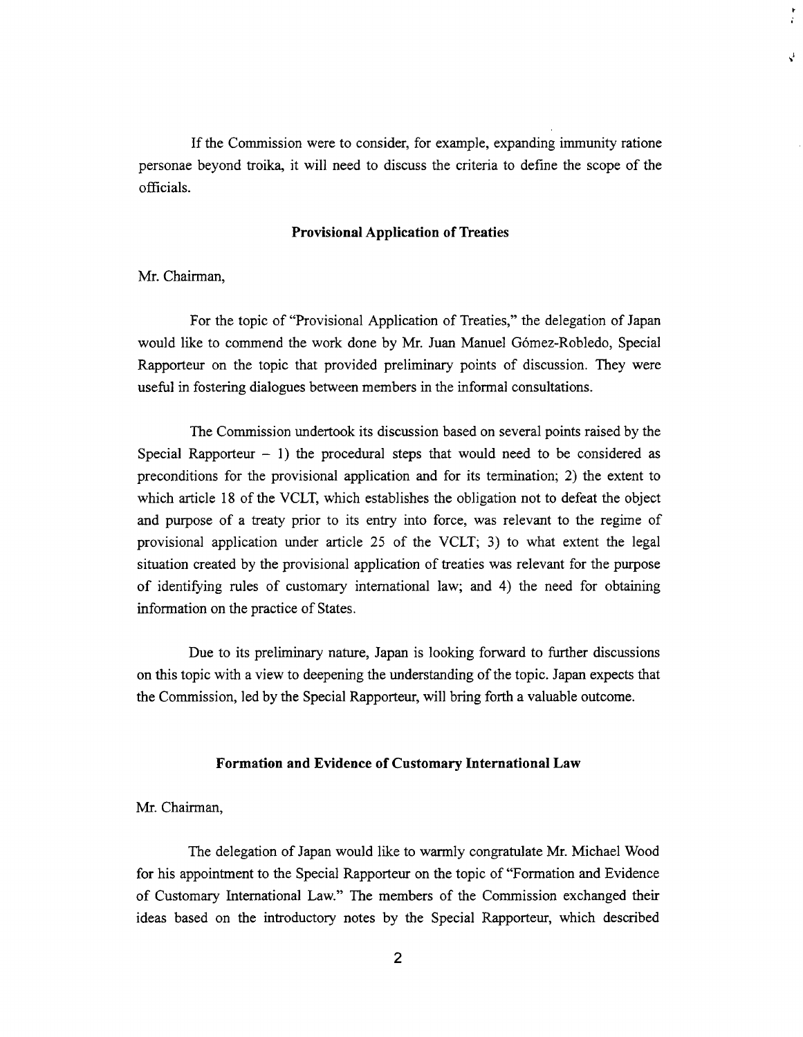If the Commission were to consider, for example, expanding immunity ratione personae beyond troika, it will need to discuss the criteria to define the scope of the officials.

## Provisional Application of Treaties

Mr. Chairman,

For the topic of "Provisional Application of Treaties," the delegation of Japan would like to commend the work done by Mr. Juan Manuel Gómez-Robledo, Special Rapporteur on the topic that provided preliminary points of discussion. They were useful in fostering dialogues between members in the informal consultations.

The Commission undertook its discussion based on several points raised by the Special Rapporteur – 1) the procedural steps that would need to be considered as preconditions for the provisional application and for its termination; 2) the extent to which article 18 of the VCLT, which establishes the obligation not to defeat the object and purpose of a treaty prior to its entry into force, was relevant to the regime of provisional application under article 25 of the VCLT; 3) to what extent the legal situation created by the provisional application of treaties was relevant for the purpose of identifying rules of customary international law; and 4) the need for obtaining information on the practice of States.

Due to its preliminary nature, Japan is looking forward to further discussions on this topic with a view to deepening the understanding of the topic. Japan expects that the Commission, led by the Special Rapporteur, will bring forth a valuable outcome.

## Formation and Evidence of Customary International Law

Mr. Chairman,

The delegation of Japan would like to warmly congratulate Mr. Michael Wood for his appointment to the Special Rapporteur on the topic of "Formation and Evidence of Customary International Law." The members of the Commission exchanged their ideas based on the introductory notes by the Special Rapporteur, which described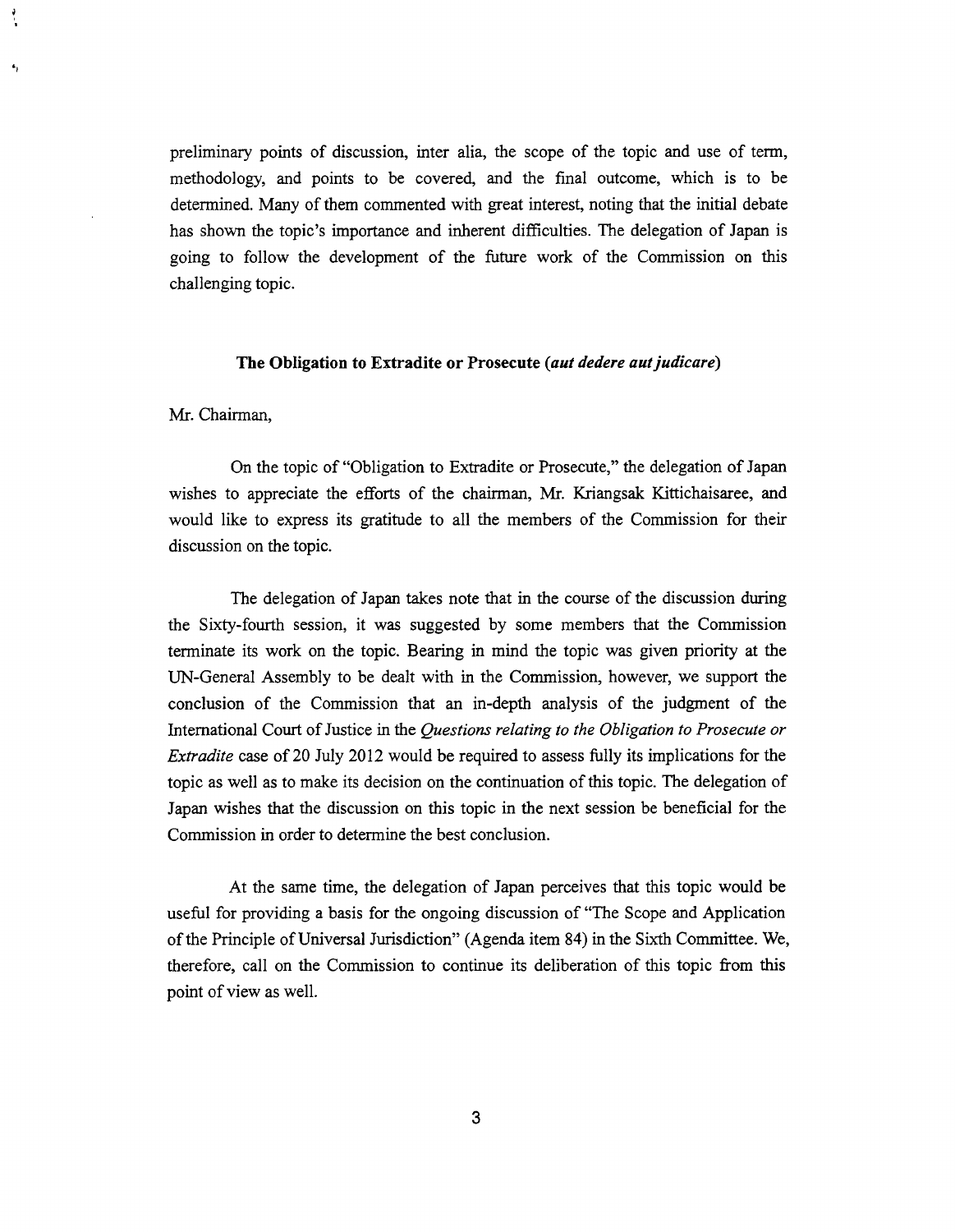preliminary points of discussion, inter alia, the scope of the topic and use of term, methodology, and points to be covered, and the final outcome, which is to be determined. Many of them commented with great interest, noting that the initial debate has shown the topic's importance and inherent difficulties. The delegation of Japan is going to follow the development of the future work of the Commission on this challenging topic.

### The Obligation to Extradite or Prosecute (*aut dedere aut judicare*)

Mr. Chairman,

On the topic of "Obligation to Extradite or Prosecute," the delegation of Japan wishes to appreciate the efforts of the chairman, Mr. Kriangsak Kittichaisaree, and would like to express its gratitude to all the members of the Commission for their discussion on the topic.

The delegation of Japan takes note that in the course of the discussion during the Sixty-fourth session, it was suggested by some members that the Commission terminate its work on the topic. Bearing in mind the topic was given priority at the UN-General Assembly to be dealt with in the Commission, however, we support the conclusion of the Commission that an in-depth analysis of the judgment of the International Court of Justice in the *Questions relating to the Obligation to Prosecute or Extradite* case of 20 July 2012 would be required to assess fully its implications for the topic as well as to make its decision on the continuation of this topic. The delegation of Japan wishes that the discussion on this topic in the next session be beneficial for the Commission in order to determine the best conclusion.

At the same time, the delegation of Japan perceives that this topic would be useful for providing a basis for the ongoing discussion of "The Scope and Application of the Principle of Universal Jurisdiction" (Agenda item 84) in the Sixth Committee. We, therefore, call on the Commission to continue its deliberation of this topic from this point of view as well.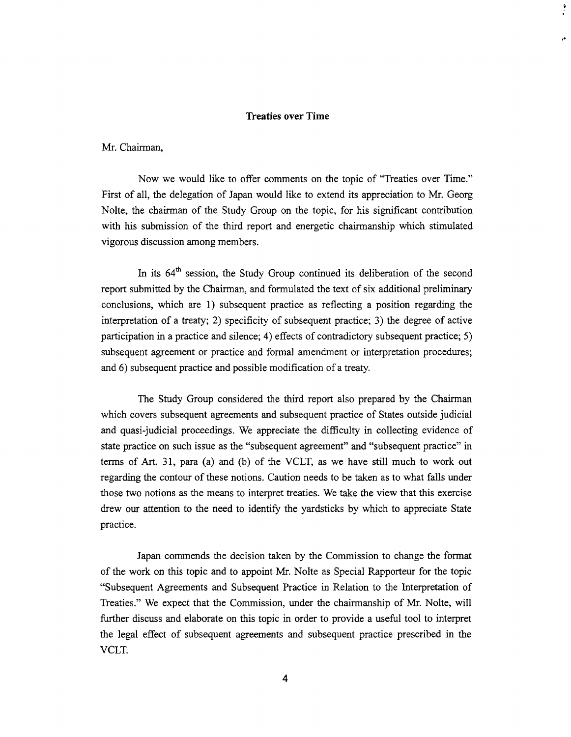**Treaties over Time**

Mr. Chairman,

Now we would like to offer comments on the topic of "Treaties over Time." First of all, the delegation of Japan would like to extend its appreciation to Mr. Georg Nolte, the chairman of the Study Group on the topic, for his significant contribution with his submission of the third report and energetic chairmanship which stimulated vigorous discussion among members.

In its 64th session, the Study Group continued its deliberation of the second report submitted by the Chairman, and formulated the text of six additional preliminary conclusions, which are 1) subsequent practice as reflecting a position regarding the interpretation of a treaty; 2) specificity of subsequent practice; 3) the degree of active participation in a practice and silence; 4) effects of contradictory subsequent practice; 5) subsequent agreement or practice and formal amendment or interpretation procedures; and 6) subsequent practice and possible modification of a treaty.

The Study Group considered the third report also prepared by the Chairman which covers subsequent agreements and subsequent practice of States outside judicial and quasi-judicial proceedings. We appreciate the difficulty in collecting evidence of state practice on such issue as the "subsequent agreement" and "subsequent practice" in terms of Art. 31, para (a) and (b) of the VCLT, as we have still much to work out regarding the contour of these notions. Caution needs to be taken as to what falls under those two notions as the means to interpret treaties. We take the view that this exercise drew our attention to the need to identify the yardsticks by which to appreciate State practice.

Japan commends the decision taken by the Commission to change the format of the work on this topic and to appoint Mr. Nolte as Special Rapporteur for the topic "Subsequent Agreements and Subsequent Practice in Relation to the Interpretation of Treaties." We expect that the Commission, under the chairmanship of Mr. Nolte, will further discuss and elaborate on this topic in order to provide a useful tool to interpret the legal effect of subsequent agreements and subsequent practice prescribed in the VCLT.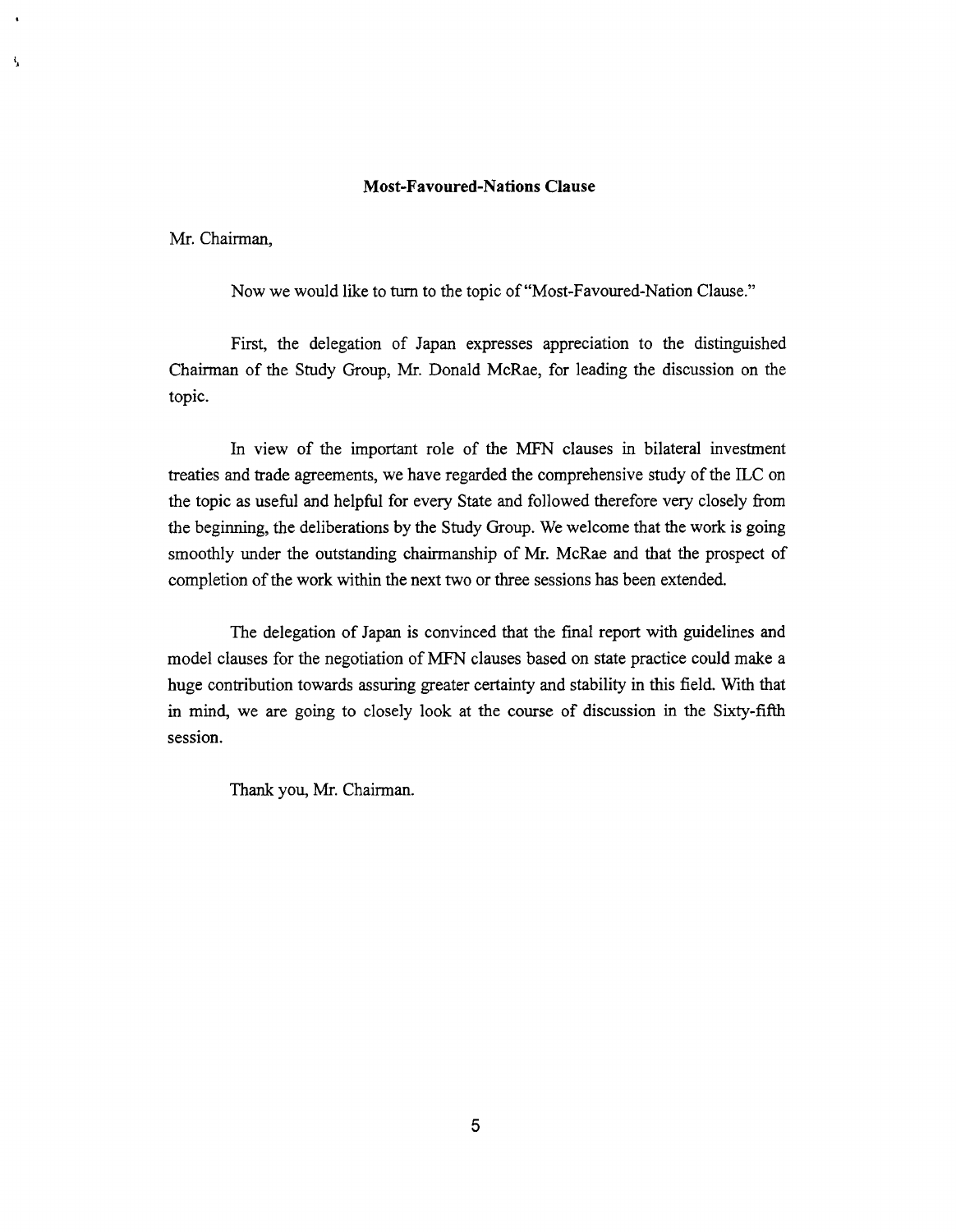**Most-Favoured-Nations Clause**

Mr. Chairman,

Now we would like to turn to the topic of "Most-Favoured-Nation Clause."

First, the delegation of Japan expresses appreciation to the distinguished Chairman of the Study Group, Mr. Donald McRae, for leading the discussion on the topic.

In view of the important role of the MFN clauses in bilateral investment treaties and trade agreements, we have regarded the comprehensive study of the ILC on the topic as useful and helpful for every State and followed therefore very closely from the beginning, the deliberations by the Study Group. We welcome that the work is going smoothly under the outstanding chairmanship of Mr. McRae and that the prospect of completion of the work within the next two or three sessions has been extended.

The delegation of Japan is convinced that the final report with guidelines and model clauses for the negotiation of MFN clauses based on state practice could make a huge contribution towards assuring greater certainty and stability in this field. With that in mind, we are going to closely look at the course of discussion in the Sixty-fifth session.

Thank you, Mr. Chairman.